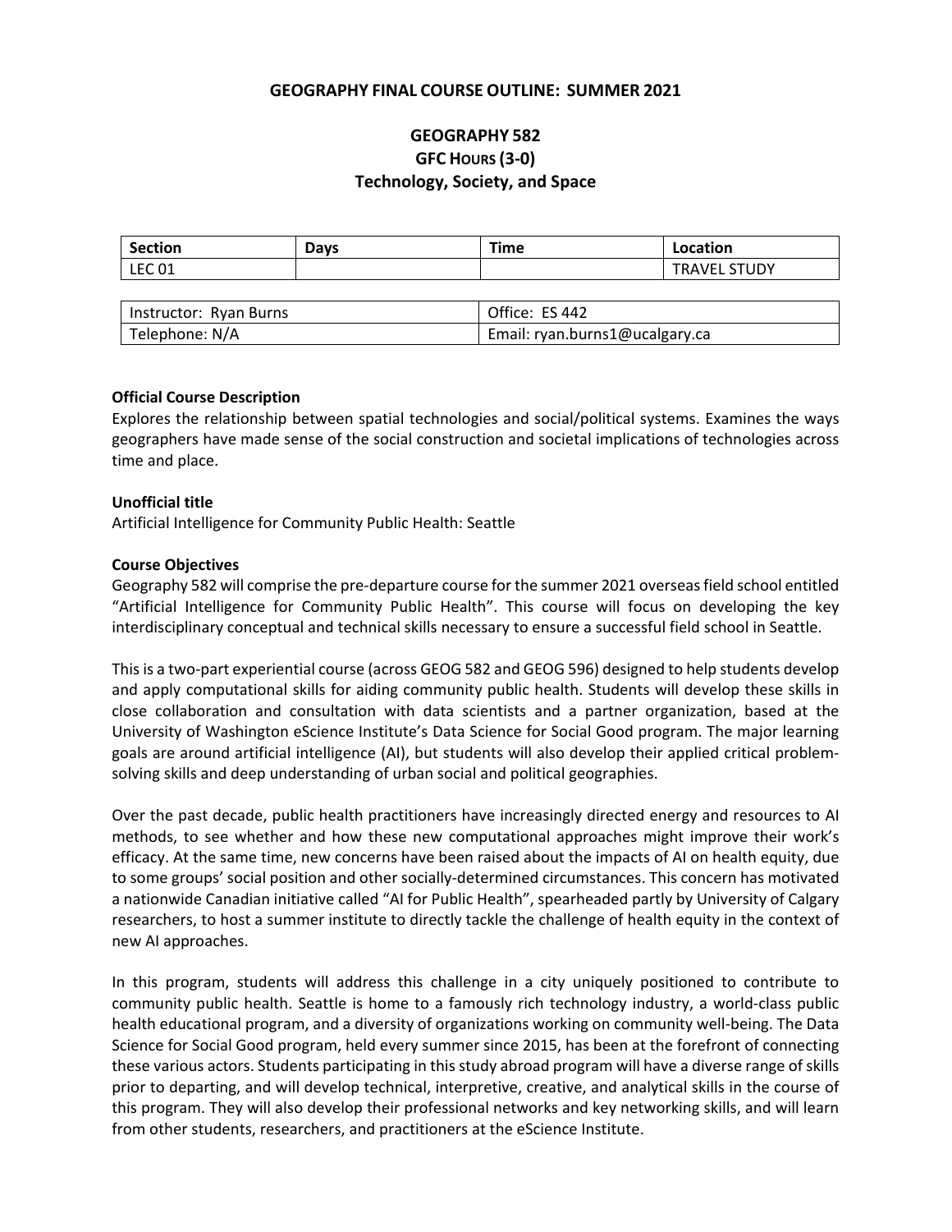## GEOGRAPHY FINAL COURSE OUTLINE: SUMMER 2021

# GEOGRAPHY 582
## GFC HOURS (3-0)
## Technology, Society, and Space

| Section | Days | Time | Location |
|---|---|---|---|
| LEC 01 | | | TRAVEL STUDY |

| Instructor: Ryan Burns | Office: ES 442 |
|---|---|
| Telephone: N/A | Email: ryan.burns1@ucalgary.ca |

**Official Course Description**

Explores the relationship between spatial technologies and social/political systems. Examines the ways geographers have made sense of the social construction and societal implications of technologies across time and place.

**Unofficial title**

Artificial Intelligence for Community Public Health: Seattle

**Course Objectives**

Geography 582 will comprise the pre-departure course for the summer 2021 overseas field school entitled "Artificial Intelligence for Community Public Health". This course will focus on developing the key interdisciplinary conceptual and technical skills necessary to ensure a successful field school in Seattle.

This is a two-part experiential course (across GEOG 582 and GEOG 596) designed to help students develop and apply computational skills for aiding community public health. Students will develop these skills in close collaboration and consultation with data scientists and a partner organization, based at the University of Washington eScience Institute's Data Science for Social Good program. The major learning goals are around artificial intelligence (AI), but students will also develop their applied critical problem-solving skills and deep understanding of urban social and political geographies.

Over the past decade, public health practitioners have increasingly directed energy and resources to AI methods, to see whether and how these new computational approaches might improve their work's efficacy. At the same time, new concerns have been raised about the impacts of AI on health equity, due to some groups' social position and other socially-determined circumstances. This concern has motivated a nationwide Canadian initiative called "AI for Public Health", spearheaded partly by University of Calgary researchers, to host a summer institute to directly tackle the challenge of health equity in the context of new AI approaches.

In this program, students will address this challenge in a city uniquely positioned to contribute to community public health. Seattle is home to a famously rich technology industry, a world-class public health educational program, and a diversity of organizations working on community well-being. The Data Science for Social Good program, held every summer since 2015, has been at the forefront of connecting these various actors. Students participating in this study abroad program will have a diverse range of skills prior to departing, and will develop technical, interpretive, creative, and analytical skills in the course of this program. They will also develop their professional networks and key networking skills, and will learn from other students, researchers, and practitioners at the eScience Institute.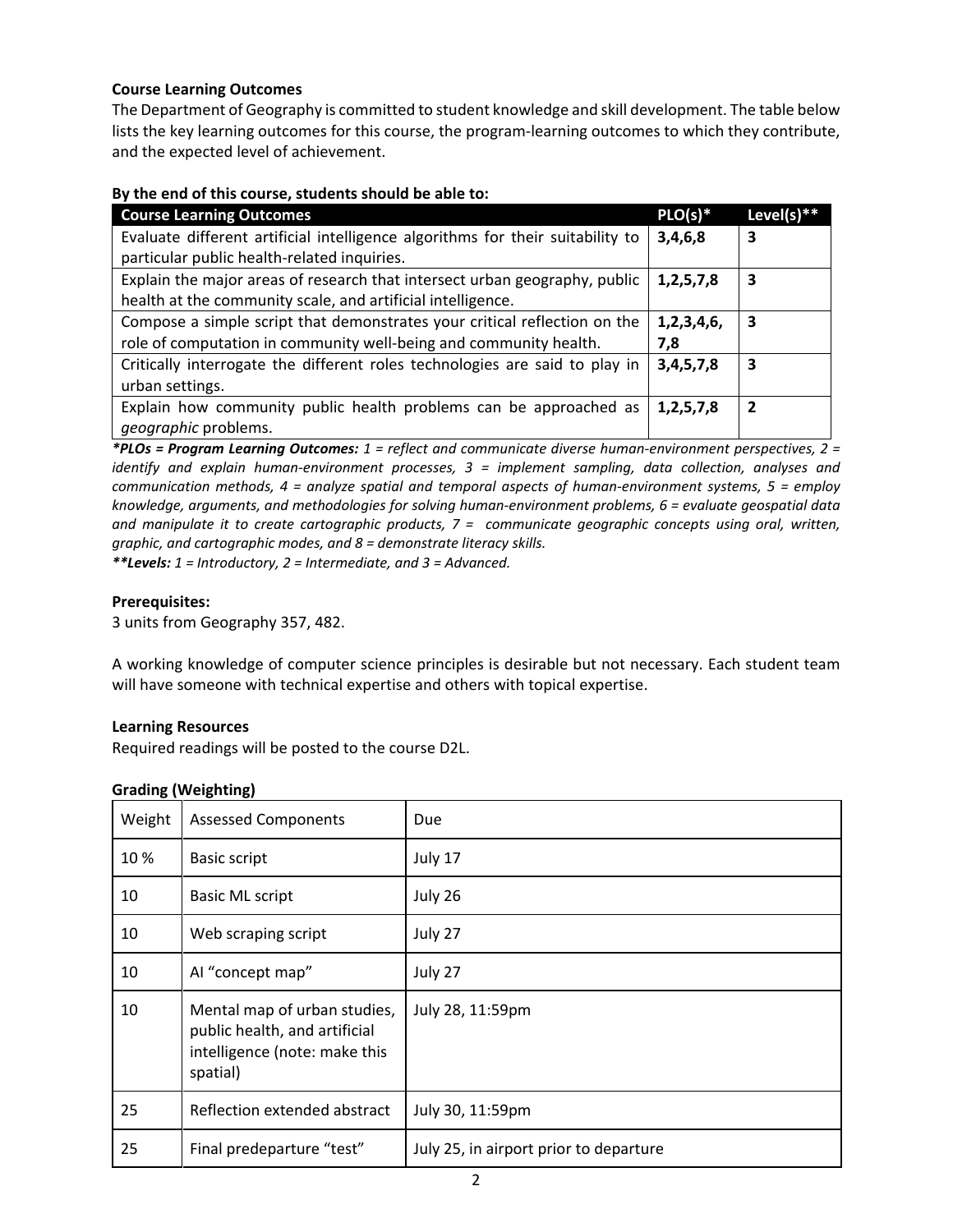**Course Learning Outcomes**

The Department of Geography is committed to student knowledge and skill development. The table below lists the key learning outcomes for this course, the program-learning outcomes to which they contribute, and the expected level of achievement.

**By the end of this course, students should be able to:**

| Course Learning Outcomes | PLO(s)* | Level(s)** |
|---|---|---|
| Evaluate different artificial intelligence algorithms for their suitability to particular public health-related inquiries. | **3,4,6,8** | **3** |
| Explain the major areas of research that intersect urban geography, public health at the community scale, and artificial intelligence. | **1,2,5,7,8** | **3** |
| Compose a simple script that demonstrates your critical reflection on the role of computation in community well-being and community health. | **1,2,3,4,6,7,8** | **3** |
| Critically interrogate the different roles technologies are said to play in urban settings. | **3,4,5,7,8** | **3** |
| Explain how community public health problems can be approached as *geographic* problems. | **1,2,5,7,8** | **2** |

***PLOs = Program Learning Outcomes:** *1 = reflect and communicate diverse human-environment perspectives, 2 = identify and explain human-environment processes, 3 = implement sampling, data collection, analyses and communication methods, 4 = analyze spatial and temporal aspects of human-environment systems, 5 = employ knowledge, arguments, and methodologies for solving human-environment problems, 6 = evaluate geospatial data and manipulate it to create cartographic products, 7 = communicate geographic concepts using oral, written, graphic, and cartographic modes, and 8 = demonstrate literacy skills.*

****Levels:** *1 = Introductory, 2 = Intermediate, and 3 = Advanced.*

**Prerequisites:**

3 units from Geography 357, 482.

A working knowledge of computer science principles is desirable but not necessary. Each student team will have someone with technical expertise and others with topical expertise.

**Learning Resources**

Required readings will be posted to the course D2L.

**Grading (Weighting)**

| Weight | Assessed Components | Due |
|---|---|---|
| 10 % | Basic script | July 17 |
| 10 | Basic ML script | July 26 |
| 10 | Web scraping script | July 27 |
| 10 | AI "concept map" | July 27 |
| 10 | Mental map of urban studies, public health, and artificial intelligence (note: make this spatial) | July 28, 11:59pm |
| 25 | Reflection extended abstract | July 30, 11:59pm |
| 25 | Final predeparture "test" | July 25, in airport prior to departure |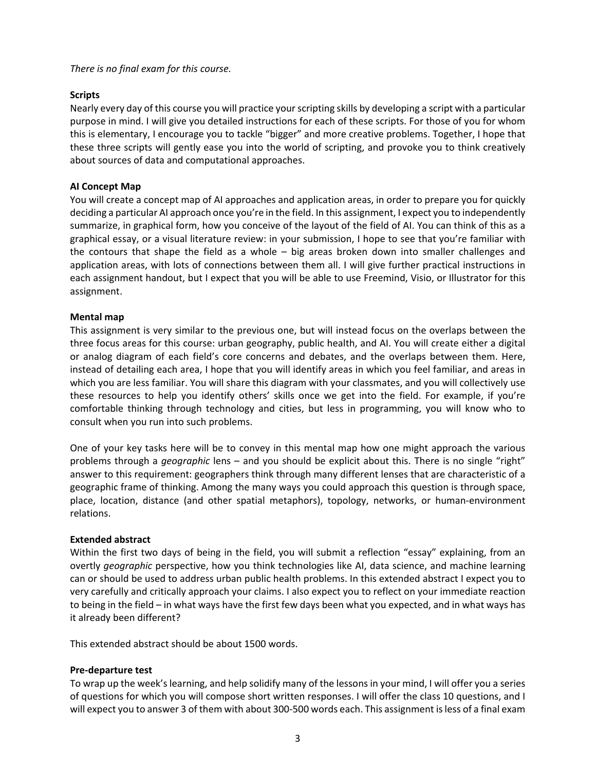*There is no final exam for this course.*

**Scripts**

Nearly every day of this course you will practice your scripting skills by developing a script with a particular purpose in mind. I will give you detailed instructions for each of these scripts. For those of you for whom this is elementary, I encourage you to tackle "bigger" and more creative problems. Together, I hope that these three scripts will gently ease you into the world of scripting, and provoke you to think creatively about sources of data and computational approaches.

**AI Concept Map**

You will create a concept map of AI approaches and application areas, in order to prepare you for quickly deciding a particular AI approach once you're in the field. In this assignment, I expect you to independently summarize, in graphical form, how you conceive of the layout of the field of AI. You can think of this as a graphical essay, or a visual literature review: in your submission, I hope to see that you're familiar with the contours that shape the field as a whole – big areas broken down into smaller challenges and application areas, with lots of connections between them all. I will give further practical instructions in each assignment handout, but I expect that you will be able to use Freemind, Visio, or Illustrator for this assignment.

**Mental map**

This assignment is very similar to the previous one, but will instead focus on the overlaps between the three focus areas for this course: urban geography, public health, and AI. You will create either a digital or analog diagram of each field's core concerns and debates, and the overlaps between them. Here, instead of detailing each area, I hope that you will identify areas in which you feel familiar, and areas in which you are less familiar. You will share this diagram with your classmates, and you will collectively use these resources to help you identify others' skills once we get into the field. For example, if you're comfortable thinking through technology and cities, but less in programming, you will know who to consult when you run into such problems.

One of your key tasks here will be to convey in this mental map how one might approach the various problems through a *geographic* lens – and you should be explicit about this. There is no single "right" answer to this requirement: geographers think through many different lenses that are characteristic of a geographic frame of thinking. Among the many ways you could approach this question is through space, place, location, distance (and other spatial metaphors), topology, networks, or human-environment relations.

**Extended abstract**

Within the first two days of being in the field, you will submit a reflection "essay" explaining, from an overtly *geographic* perspective, how you think technologies like AI, data science, and machine learning can or should be used to address urban public health problems. In this extended abstract I expect you to very carefully and critically approach your claims. I also expect you to reflect on your immediate reaction to being in the field – in what ways have the first few days been what you expected, and in what ways has it already been different?

This extended abstract should be about 1500 words.

**Pre-departure test**

To wrap up the week's learning, and help solidify many of the lessons in your mind, I will offer you a series of questions for which you will compose short written responses. I will offer the class 10 questions, and I will expect you to answer 3 of them with about 300-500 words each. This assignment is less of a final exam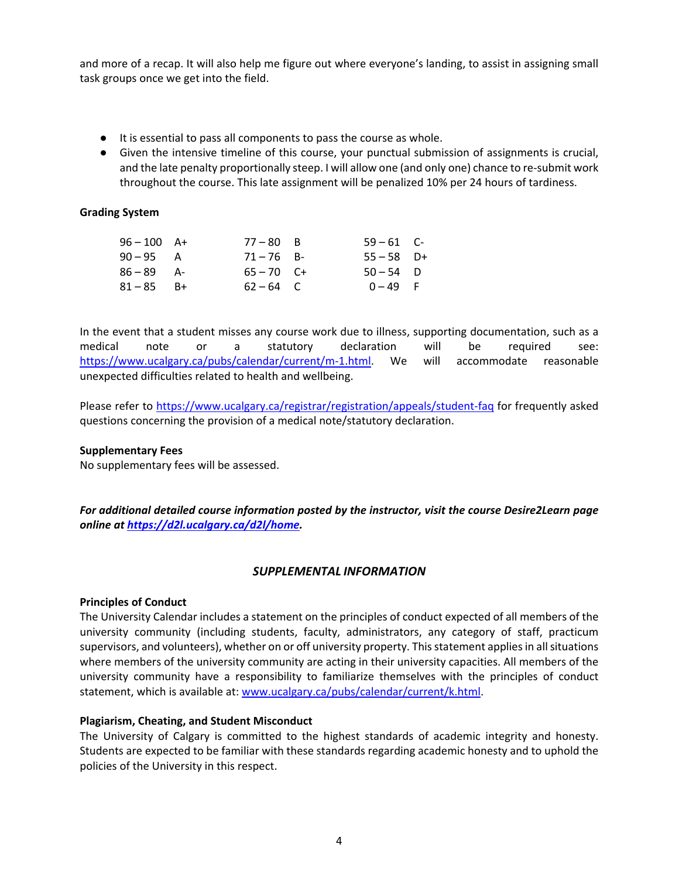and more of a recap. It will also help me figure out where everyone's landing, to assist in assigning small task groups once we get into the field.

- It is essential to pass all components to pass the course as whole.
- Given the intensive timeline of this course, your punctual submission of assignments is crucial, and the late penalty proportionally steep. I will allow one (and only one) chance to re-submit work throughout the course. This late assignment will be penalized 10% per 24 hours of tardiness.

**Grading System**

| | | | | | |
|---|---|---|---|---|---|
| 96 – 100 | A+ | 77 – 80 | B | 59 – 61 | C- |
| 90 – 95 | A | 71 – 76 | B- | 55 – 58 | D+ |
| 86 – 89 | A- | 65 – 70 | C+ | 50 – 54 | D |
| 81 – 85 | B+ | 62 – 64 | C | 0 – 49 | F |

In the event that a student misses any course work due to illness, supporting documentation, such as a medical note or a statutory declaration will be required see: https://www.ucalgary.ca/pubs/calendar/current/m-1.html. We will accommodate reasonable unexpected difficulties related to health and wellbeing.

Please refer to https://www.ucalgary.ca/registrar/registration/appeals/student-faq for frequently asked questions concerning the provision of a medical note/statutory declaration.

**Supplementary Fees**
No supplementary fees will be assessed.

***For additional detailed course information posted by the instructor, visit the course Desire2Learn page online at https://d2l.ucalgary.ca/d2l/home.***

## *SUPPLEMENTAL INFORMATION*

**Principles of Conduct**
The University Calendar includes a statement on the principles of conduct expected of all members of the university community (including students, faculty, administrators, any category of staff, practicum supervisors, and volunteers), whether on or off university property. This statement applies in all situations where members of the university community are acting in their university capacities. All members of the university community have a responsibility to familiarize themselves with the principles of conduct statement, which is available at: www.ucalgary.ca/pubs/calendar/current/k.html.

**Plagiarism, Cheating, and Student Misconduct**
The University of Calgary is committed to the highest standards of academic integrity and honesty. Students are expected to be familiar with these standards regarding academic honesty and to uphold the policies of the University in this respect.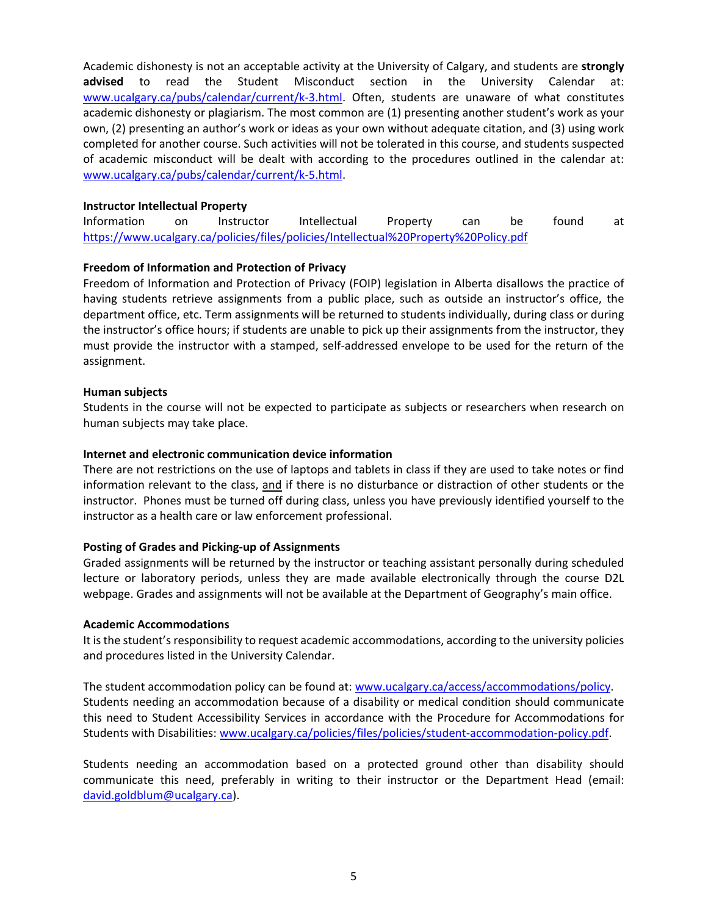Academic dishonesty is not an acceptable activity at the University of Calgary, and students are **strongly advised** to read the Student Misconduct section in the University Calendar at: www.ucalgary.ca/pubs/calendar/current/k-3.html. Often, students are unaware of what constitutes academic dishonesty or plagiarism. The most common are (1) presenting another student's work as your own, (2) presenting an author's work or ideas as your own without adequate citation, and (3) using work completed for another course. Such activities will not be tolerated in this course, and students suspected of academic misconduct will be dealt with according to the procedures outlined in the calendar at: www.ucalgary.ca/pubs/calendar/current/k-5.html.

**Instructor Intellectual Property**
Information on Instructor Intellectual Property can be found at https://www.ucalgary.ca/policies/files/policies/Intellectual%20Property%20Policy.pdf

**Freedom of Information and Protection of Privacy**
Freedom of Information and Protection of Privacy (FOIP) legislation in Alberta disallows the practice of having students retrieve assignments from a public place, such as outside an instructor's office, the department office, etc. Term assignments will be returned to students individually, during class or during the instructor's office hours; if students are unable to pick up their assignments from the instructor, they must provide the instructor with a stamped, self-addressed envelope to be used for the return of the assignment.

**Human subjects**
Students in the course will not be expected to participate as subjects or researchers when research on human subjects may take place.

**Internet and electronic communication device information**
There are not restrictions on the use of laptops and tablets in class if they are used to take notes or find information relevant to the class, and if there is no disturbance or distraction of other students or the instructor. Phones must be turned off during class, unless you have previously identified yourself to the instructor as a health care or law enforcement professional.

**Posting of Grades and Picking-up of Assignments**
Graded assignments will be returned by the instructor or teaching assistant personally during scheduled lecture or laboratory periods, unless they are made available electronically through the course D2L webpage. Grades and assignments will not be available at the Department of Geography's main office.

**Academic Accommodations**
It is the student's responsibility to request academic accommodations, according to the university policies and procedures listed in the University Calendar.

The student accommodation policy can be found at: www.ucalgary.ca/access/accommodations/policy. Students needing an accommodation because of a disability or medical condition should communicate this need to Student Accessibility Services in accordance with the Procedure for Accommodations for Students with Disabilities: www.ucalgary.ca/policies/files/policies/student-accommodation-policy.pdf.

Students needing an accommodation based on a protected ground other than disability should communicate this need, preferably in writing to their instructor or the Department Head (email: david.goldblum@ucalgary.ca).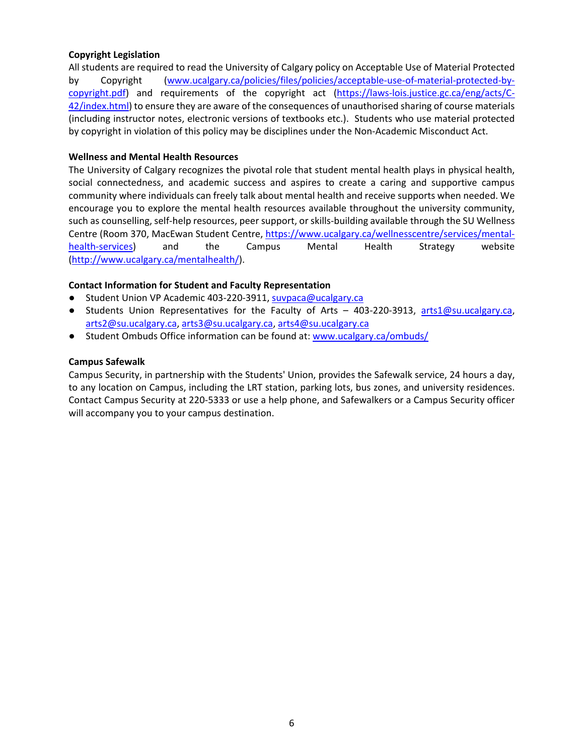**Copyright Legislation**

All students are required to read the University of Calgary policy on Acceptable Use of Material Protected by Copyright (www.ucalgary.ca/policies/files/policies/acceptable-use-of-material-protected-by-copyright.pdf) and requirements of the copyright act (https://laws-lois.justice.gc.ca/eng/acts/C-42/index.html) to ensure they are aware of the consequences of unauthorised sharing of course materials (including instructor notes, electronic versions of textbooks etc.). Students who use material protected by copyright in violation of this policy may be disciplines under the Non-Academic Misconduct Act.

**Wellness and Mental Health Resources**

The University of Calgary recognizes the pivotal role that student mental health plays in physical health, social connectedness, and academic success and aspires to create a caring and supportive campus community where individuals can freely talk about mental health and receive supports when needed. We encourage you to explore the mental health resources available throughout the university community, such as counselling, self-help resources, peer support, or skills-building available through the SU Wellness Centre (Room 370, MacEwan Student Centre, https://www.ucalgary.ca/wellnesscentre/services/mental-health-services) and the Campus Mental Health Strategy website (http://www.ucalgary.ca/mentalhealth/).

**Contact Information for Student and Faculty Representation**

- Student Union VP Academic 403-220-3911, suvpaca@ucalgary.ca
- Students Union Representatives for the Faculty of Arts – 403-220-3913, arts1@su.ucalgary.ca, arts2@su.ucalgary.ca, arts3@su.ucalgary.ca, arts4@su.ucalgary.ca
- Student Ombuds Office information can be found at: www.ucalgary.ca/ombuds/

**Campus Safewalk**

Campus Security, in partnership with the Students' Union, provides the Safewalk service, 24 hours a day, to any location on Campus, including the LRT station, parking lots, bus zones, and university residences. Contact Campus Security at 220-5333 or use a help phone, and Safewalkers or a Campus Security officer will accompany you to your campus destination.